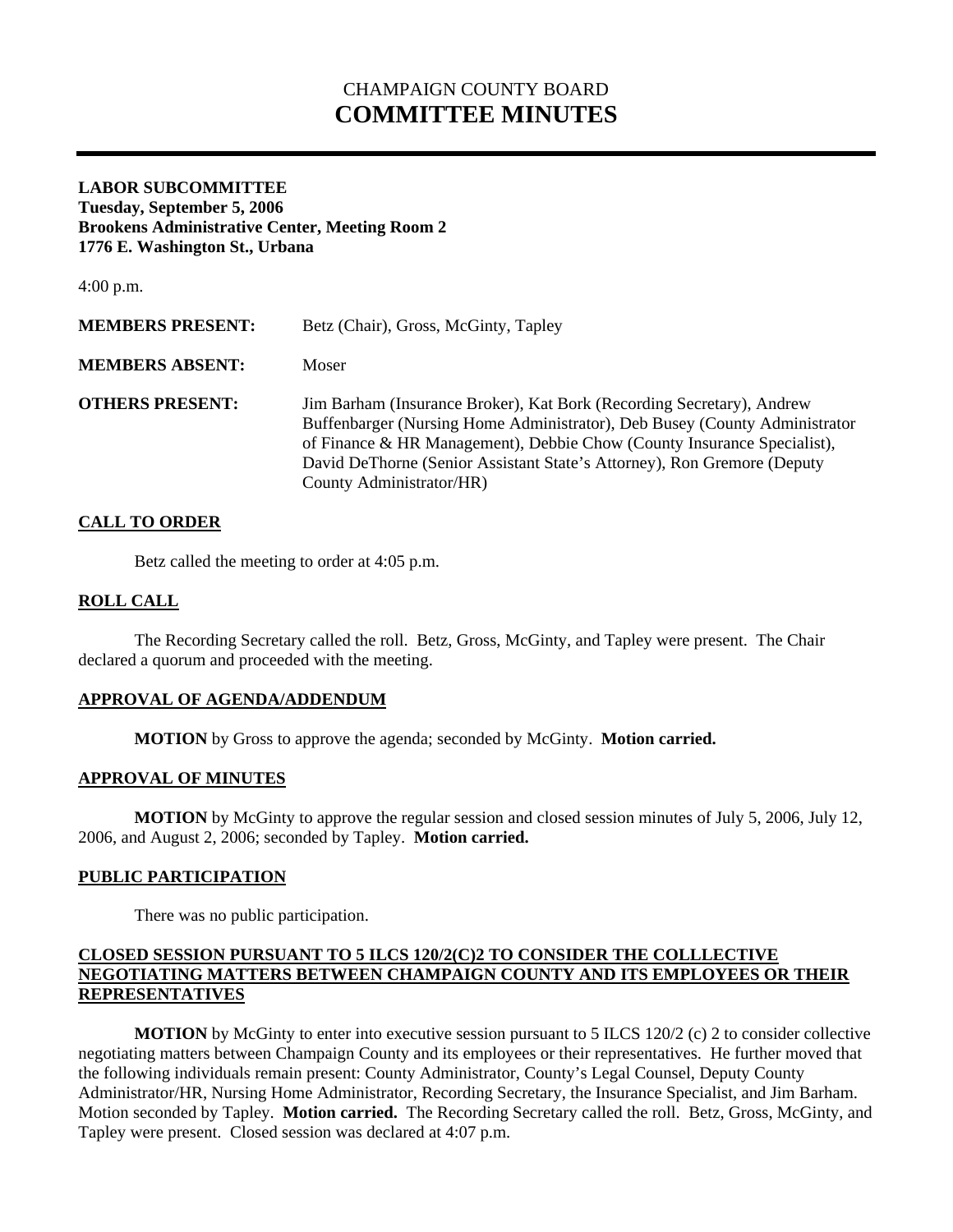# CHAMPAIGN COUNTY BOARD
# COMMITTEE MINUTES

---

**LABOR SUBCOMMITTEE**
**Tuesday, September 5, 2006**
**Brookens Administrative Center, Meeting Room 2**
**1776 E. Washington St., Urbana**

4:00 p.m.

**MEMBERS PRESENT:** Betz (Chair), Gross, McGinty, Tapley

**MEMBERS ABSENT:** Moser

**OTHERS PRESENT:** Jim Barham (Insurance Broker), Kat Bork (Recording Secretary), Andrew Buffenbarger (Nursing Home Administrator), Deb Busey (County Administrator of Finance & HR Management), Debbie Chow (County Insurance Specialist), David DeThorne (Senior Assistant State's Attorney), Ron Gremore (Deputy County Administrator/HR)

## CALL TO ORDER

Betz called the meeting to order at 4:05 p.m.

## ROLL CALL

The Recording Secretary called the roll. Betz, Gross, McGinty, and Tapley were present. The Chair declared a quorum and proceeded with the meeting.

## APPROVAL OF AGENDA/ADDENDUM

**MOTION** by Gross to approve the agenda; seconded by McGinty. **Motion carried.**

## APPROVAL OF MINUTES

**MOTION** by McGinty to approve the regular session and closed session minutes of July 5, 2006, July 12, 2006, and August 2, 2006; seconded by Tapley. **Motion carried.**

## PUBLIC PARTICIPATION

There was no public participation.

## CLOSED SESSION PURSUANT TO 5 ILCS 120/2(C)2 TO CONSIDER THE COLLLECTIVE NEGOTIATING MATTERS BETWEEN CHAMPAIGN COUNTY AND ITS EMPLOYEES OR THEIR REPRESENTATIVES

**MOTION** by McGinty to enter into executive session pursuant to 5 ILCS 120/2 (c) 2 to consider collective negotiating matters between Champaign County and its employees or their representatives. He further moved that the following individuals remain present: County Administrator, County's Legal Counsel, Deputy County Administrator/HR, Nursing Home Administrator, Recording Secretary, the Insurance Specialist, and Jim Barham. Motion seconded by Tapley. **Motion carried.** The Recording Secretary called the roll. Betz, Gross, McGinty, and Tapley were present. Closed session was declared at 4:07 p.m.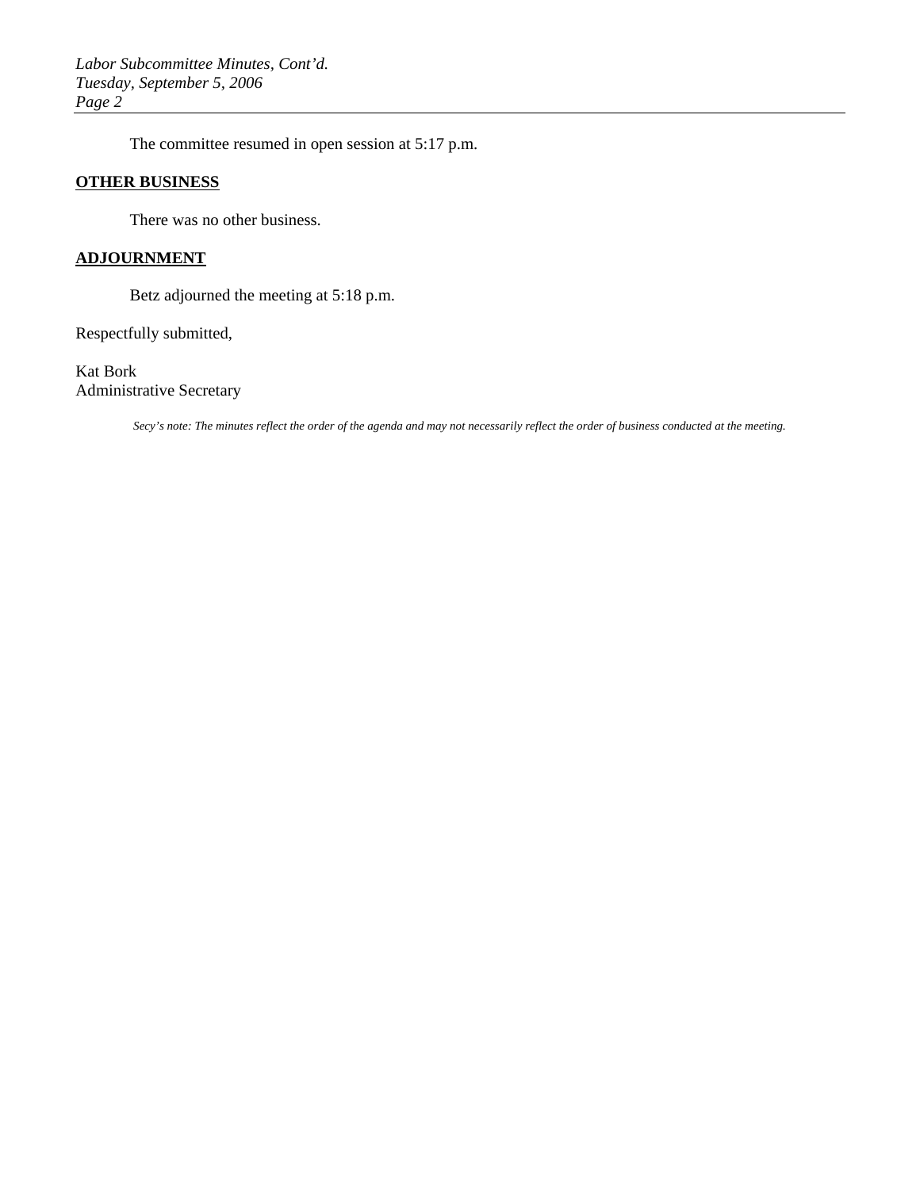The committee resumed in open session at 5:17 p.m.

**OTHER BUSINESS**

There was no other business.

**ADJOURNMENT**

Betz adjourned the meeting at 5:18 p.m.

Respectfully submitted,

Kat Bork  
Administrative Secretary

*Secy's note: The minutes reflect the order of the agenda and may not necessarily reflect the order of business conducted at the meeting.*